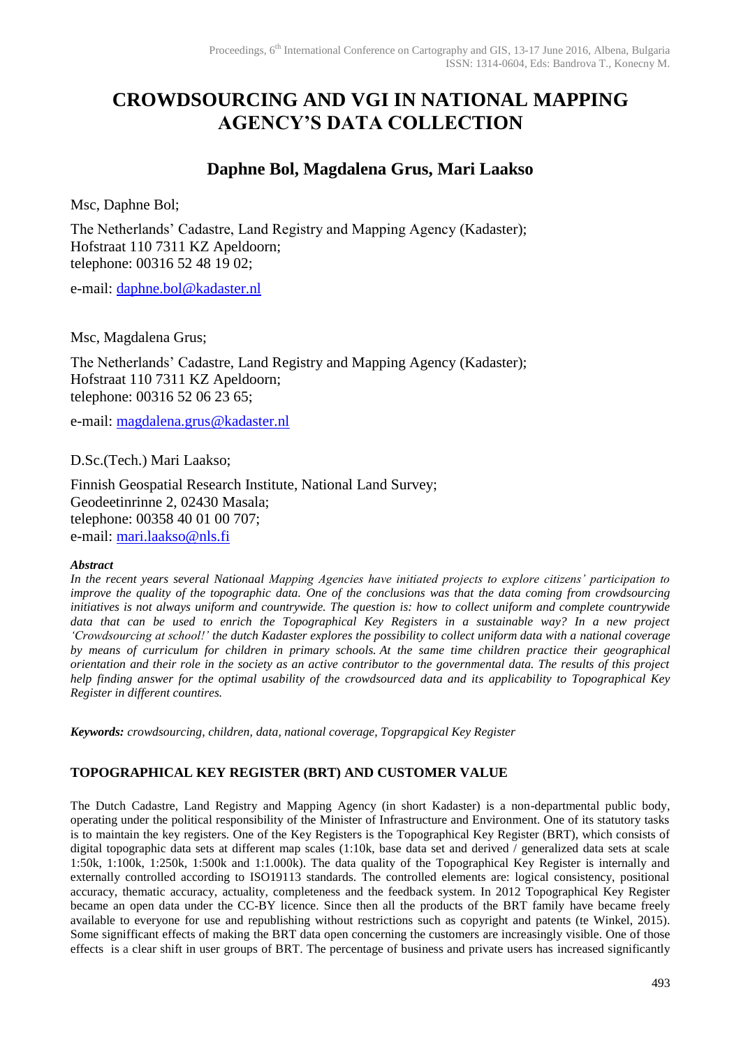# CROWDSOURCING AND VGI IN NATIONAL MAPPING AGENCY'S DATA COLLECTION

## Daphne Bol, Magdalena Grus, Mari Laakso

Msc, Daphne Bol;

The Netherlands' Cadastre, Land Registry and Mapping Agency (Kadaster);
Hofstraat 110 7311 KZ Apeldoorn;
telephone: 00316 52 48 19 02;

e-mail: daphne.bol@kadaster.nl

Msc, Magdalena Grus;

The Netherlands' Cadastre, Land Registry and Mapping Agency (Kadaster);
Hofstraat 110 7311 KZ Apeldoorn;
telephone: 00316 52 06 23 65;

e-mail: magdalena.grus@kadaster.nl

D.Sc.(Tech.) Mari Laakso;

Finnish Geospatial Research Institute, National Land Survey;
Geodeetinrinne 2, 02430 Masala;
telephone: 00358 40 01 00 707;
e-mail: mari.laakso@nls.fi

***Abstract***

*In the recent years several Nationaal Mapping Agencies have initiated projects to explore citizens' participation to improve the quality of the topographic data. One of the conclusions was that the data coming from crowdsourcing initiatives is not always uniform and countrywide. The question is: how to collect uniform and complete countrywide data that can be used to enrich the Topographical Key Registers in a sustainable way? In a new project 'Crowdsourcing at school!' the dutch Kadaster explores the possibility to collect uniform data with a national coverage by means of curriculum for children in primary schools. At the same time children practice their geographical orientation and their role in the society as an active contributor to the governmental data. The results of this project help finding answer for the optimal usability of the crowdsourced data and its applicability to Topographical Key Register in different countires.*

***Keywords:*** *crowdsourcing, children, data, national coverage, Topgrapgical Key Register*

### TOPOGRAPHICAL KEY REGISTER (BRT) AND CUSTOMER VALUE

The Dutch Cadastre, Land Registry and Mapping Agency (in short Kadaster) is a non-departmental public body, operating under the political responsibility of the Minister of Infrastructure and Environment. One of its statutory tasks is to maintain the key registers. One of the Key Registers is the Topographical Key Register (BRT), which consists of digital topographic data sets at different map scales (1:10k, base data set and derived / generalized data sets at scale 1:50k, 1:100k, 1:250k, 1:500k and 1:1.000k). The data quality of the Topographical Key Register is internally and externally controlled according to ISO19113 standards. The controlled elements are: logical consistency, positional accuracy, thematic accuracy, actuality, completeness and the feedback system. In 2012 Topographical Key Register became an open data under the CC-BY licence. Since then all the products of the BRT family have became freely available to everyone for use and republishing without restrictions such as copyright and patents (te Winkel, 2015). Some signifficant effects of making the BRT data open concerning the customers are increasingly visible. One of those effects is a clear shift in user groups of BRT. The percentage of business and private users has increased significantly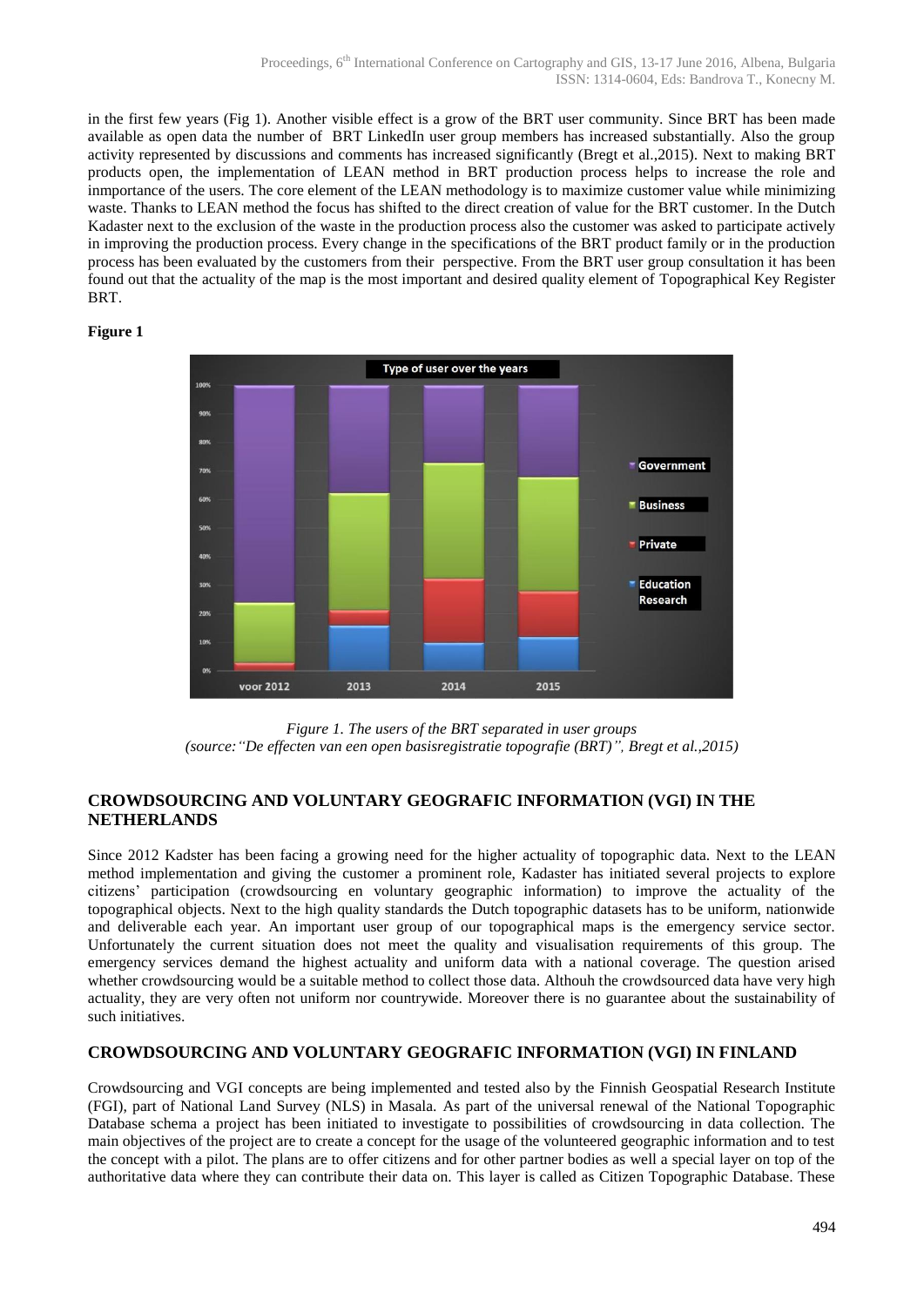in the first few years (Fig 1). Another visible effect is a grow of the BRT user community. Since BRT has been made available as open data the number of BRT LinkedIn user group members has increased substantially. Also the group activity represented by discussions and comments has increased significantly (Bregt et al.,2015). Next to making BRT products open, the implementation of LEAN method in BRT production process helps to increase the role and inmportance of the users. The core element of the LEAN methodology is to maximize customer value while minimizing waste. Thanks to LEAN method the focus has shifted to the direct creation of value for the BRT customer. In the Dutch Kadaster next to the exclusion of the waste in the production process also the customer was asked to participate actively in improving the production process. Every change in the specifications of the BRT product family or in the production process has been evaluated by the customers from their perspective. From the BRT user group consultation it has been found out that the actuality of the map is the most important and desired quality element of Topographical Key Register BRT.

**Figure 1**

*Figure 1. The users of the BRT separated in user groups*
*(source:"De effecten van een open basisregistratie topografie (BRT)", Bregt et al.,2015)*

## CROWDSOURCING AND VOLUNTARY GEOGRAFIC INFORMATION (VGI) IN THE NETHERLANDS

Since 2012 Kadster has been facing a growing need for the higher actuality of topographic data. Next to the LEAN method implementation and giving the customer a prominent role, Kadaster has initiated several projects to explore citizens' participation (crowdsourcing en voluntary geographic information) to improve the actuality of the topographical objects. Next to the high quality standards the Dutch topographic datasets has to be uniform, nationwide and deliverable each year. An important user group of our topographical maps is the emergency service sector. Unfortunately the current situation does not meet the quality and visualisation requirements of this group. The emergency services demand the highest actuality and uniform data with a national coverage. The question arised whether crowdsourcing would be a suitable method to collect those data. Althouh the crowdsourced data have very high actuality, they are very often not uniform nor countrywide. Moreover there is no guarantee about the sustainability of such initiatives.

## CROWDSOURCING AND VOLUNTARY GEOGRAFIC INFORMATION (VGI) IN FINLAND

Crowdsourcing and VGI concepts are being implemented and tested also by the Finnish Geospatial Research Institute (FGI), part of National Land Survey (NLS) in Masala. As part of the universal renewal of the National Topographic Database schema a project has been initiated to investigate to possibilities of crowdsourcing in data collection. The main objectives of the project are to create a concept for the usage of the volunteered geographic information and to test the concept with a pilot. The plans are to offer citizens and for other partner bodies as well a special layer on top of the authoritative data where they can contribute their data on. This layer is called as Citizen Topographic Database. These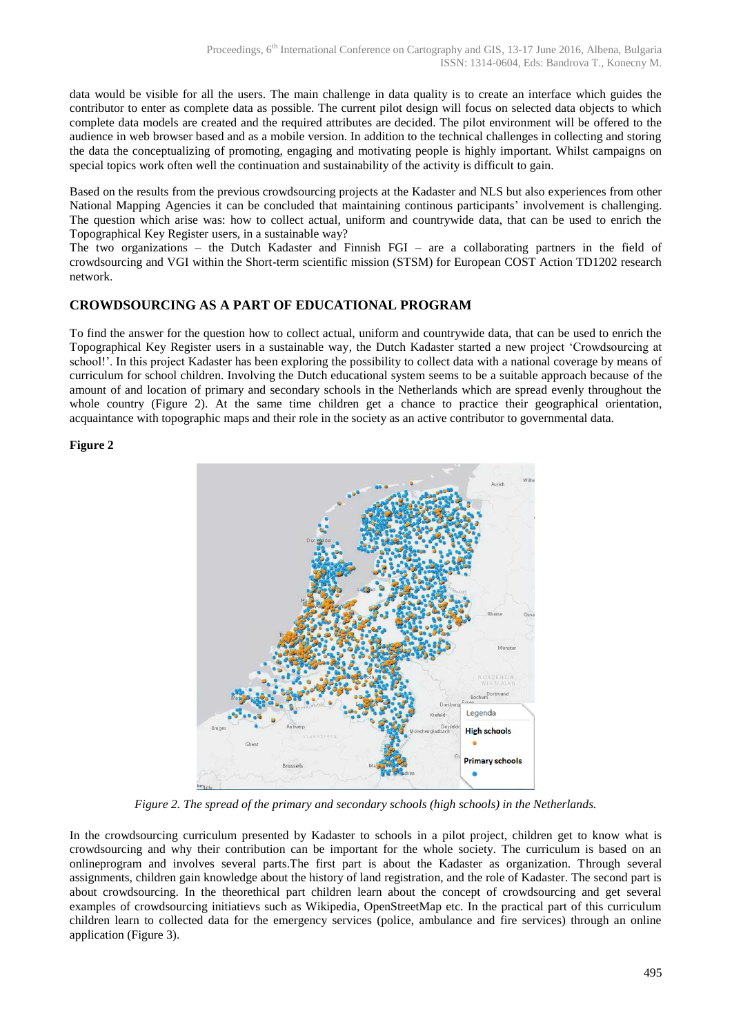data would be visible for all the users. The main challenge in data quality is to create an interface which guides the contributor to enter as complete data as possible. The current pilot design will focus on selected data objects to which complete data models are created and the required attributes are decided. The pilot environment will be offered to the audience in web browser based and as a mobile version. In addition to the technical challenges in collecting and storing the data the conceptualizing of promoting, engaging and motivating people is highly important. Whilst campaigns on special topics work often well the continuation and sustainability of the activity is difficult to gain.

Based on the results from the previous crowdsourcing projects at the Kadaster and NLS but also experiences from other National Mapping Agencies it can be concluded that maintaining continous participants' involvement is challenging. The question which arise was: how to collect actual, uniform and countrywide data, that can be used to enrich the Topographical Key Register users, in a sustainable way?

The two organizations – the Dutch Kadaster and Finnish FGI – are a collaborating partners in the field of crowdsourcing and VGI within the Short-term scientific mission (STSM) for European COST Action TD1202 research network.

## CROWDSOURCING AS A PART OF EDUCATIONAL PROGRAM

To find the answer for the question how to collect actual, uniform and countrywide data, that can be used to enrich the Topographical Key Register users in a sustainable way, the Dutch Kadaster started a new project 'Crowdsourcing at school!'. In this project Kadaster has been exploring the possibility to collect data with a national coverage by means of curriculum for school children. Involving the Dutch educational system seems to be a suitable approach because of the amount of and location of primary and secondary schools in the Netherlands which are spread evenly throughout the whole country (Figure 2). At the same time children get a chance to practice their geographical orientation, acquaintance with topographic maps and their role in the society as an active contributor to governmental data.

**Figure 2**

*Figure 2. The spread of the primary and secondary schools (high schools) in the Netherlands.*

In the crowdsourcing curriculum presented by Kadaster to schools in a pilot project, children get to know what is crowdsourcing and why their contribution can be important for the whole society. The curriculum is based on an onlineprogram and involves several parts.The first part is about the Kadaster as organization. Through several assignments, children gain knowledge about the history of land registration, and the role of Kadaster. The second part is about crowdsourcing. In the theorethical part children learn about the concept of crowdsourcing and get several examples of crowdsourcing initiatievs such as Wikipedia, OpenStreetMap etc. In the practical part of this curriculum children learn to collected data for the emergency services (police, ambulance and fire services) through an online application (Figure 3).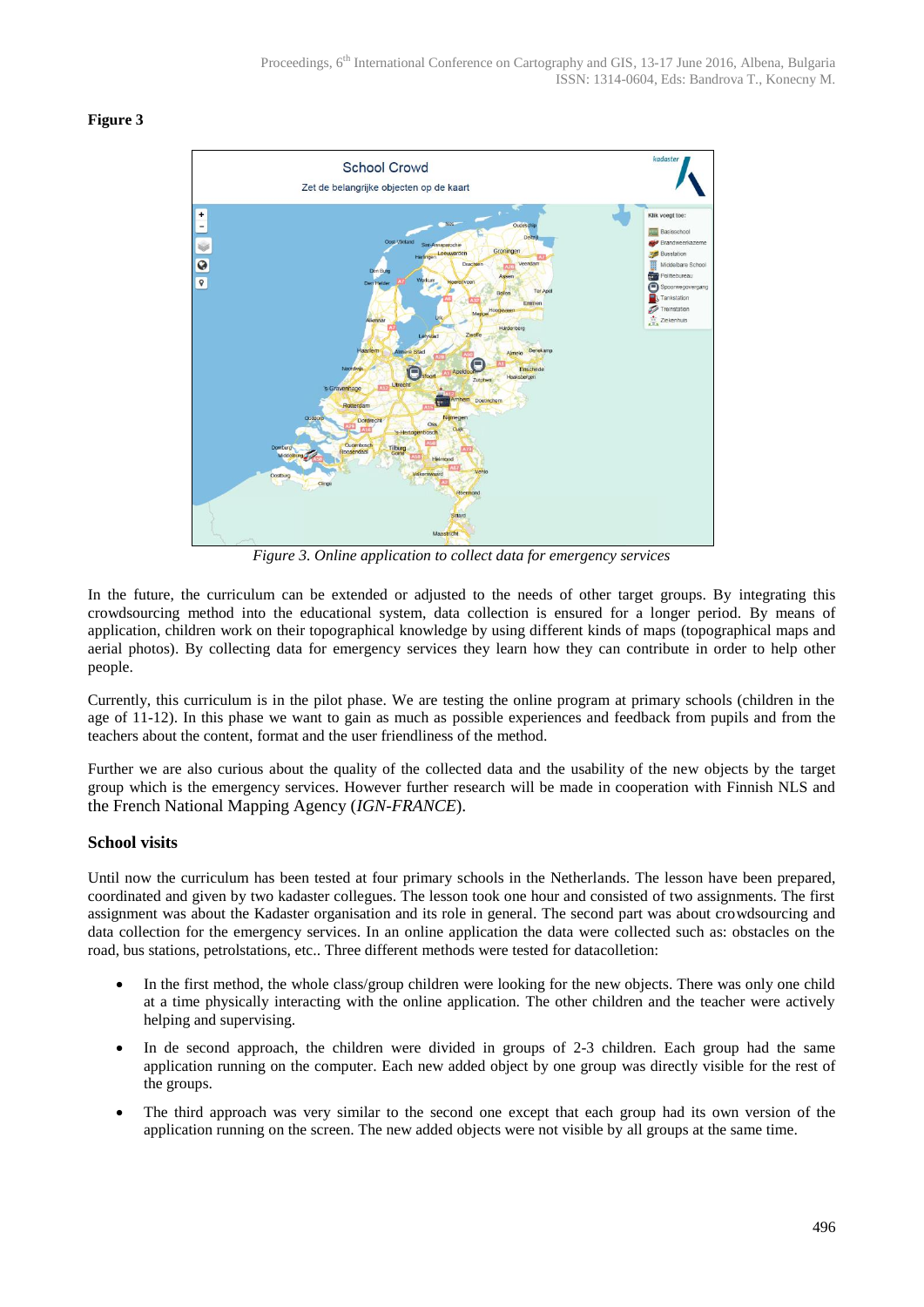**Figure 3**

*Figure 3. Online application to collect data for emergency services*

In the future, the curriculum can be extended or adjusted to the needs of other target groups. By integrating this crowdsourcing method into the educational system, data collection is ensured for a longer period. By means of application, children work on their topographical knowledge by using different kinds of maps (topographical maps and aerial photos). By collecting data for emergency services they learn how they can contribute in order to help other people.

Currently, this curriculum is in the pilot phase. We are testing the online program at primary schools (children in the age of 11-12). In this phase we want to gain as much as possible experiences and feedback from pupils and from the teachers about the content, format and the user friendliness of the method.

Further we are also curious about the quality of the collected data and the usability of the new objects by the target group which is the emergency services. However further research will be made in cooperation with Finnish NLS and the French National Mapping Agency (*IGN-FRANCE*).

### School visits

Until now the curriculum has been tested at four primary schools in the Netherlands. The lesson have been prepared, coordinated and given by two kadaster collegues. The lesson took one hour and consisted of two assignments. The first assignment was about the Kadaster organisation and its role in general. The second part was about crowdsourcing and data collection for the emergency services. In an online application the data were collected such as: obstacles on the road, bus stations, petrolstations, etc.. Three different methods were tested for datacolletion:

- In the first method, the whole class/group children were looking for the new objects. There was only one child at a time physically interacting with the online application. The other children and the teacher were actively helping and supervising.
- In de second approach, the children were divided in groups of 2-3 children. Each group had the same application running on the computer. Each new added object by one group was directly visible for the rest of the groups.
- The third approach was very similar to the second one except that each group had its own version of the application running on the screen. The new added objects were not visible by all groups at the same time.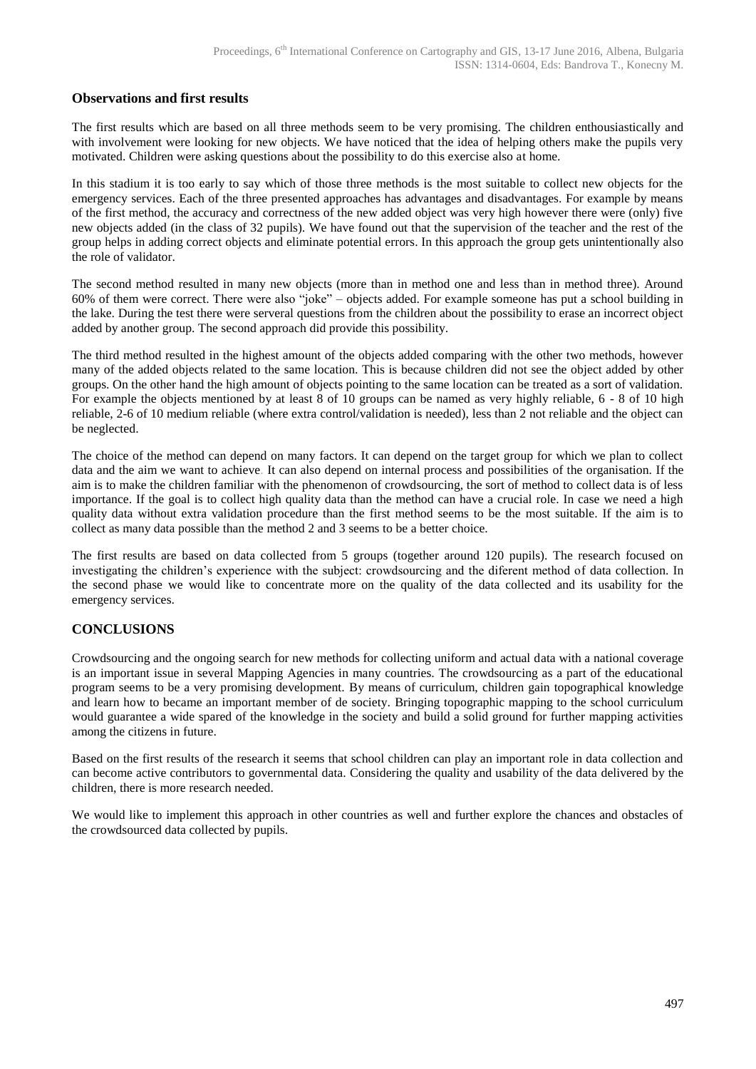## Observations and first results

The first results which are based on all three methods seem to be very promising. The children enthousiastically and with involvement were looking for new objects. We have noticed that the idea of helping others make the pupils very motivated. Children were asking questions about the possibility to do this exercise also at home.

In this stadium it is too early to say which of those three methods is the most suitable to collect new objects for the emergency services. Each of the three presented approaches has advantages and disadvantages. For example by means of the first method, the accuracy and correctness of the new added object was very high however there were (only) five new objects added (in the class of 32 pupils). We have found out that the supervision of the teacher and the rest of the group helps in adding correct objects and eliminate potential errors. In this approach the group gets unintentionally also the role of validator.

The second method resulted in many new objects (more than in method one and less than in method three). Around 60% of them were correct. There were also "joke" – objects added. For example someone has put a school building in the lake. During the test there were serveral questions from the children about the possibility to erase an incorrect object added by another group. The second approach did provide this possibility.

The third method resulted in the highest amount of the objects added comparing with the other two methods, however many of the added objects related to the same location. This is because children did not see the object added by other groups. On the other hand the high amount of objects pointing to the same location can be treated as a sort of validation. For example the objects mentioned by at least 8 of 10 groups can be named as very highly reliable, 6 - 8 of 10 high reliable, 2-6 of 10 medium reliable (where extra control/validation is needed), less than 2 not reliable and the object can be neglected.

The choice of the method can depend on many factors. It can depend on the target group for which we plan to collect data and the aim we want to achieve. It can also depend on internal process and possibilities of the organisation. If the aim is to make the children familiar with the phenomenon of crowdsourcing, the sort of method to collect data is of less importance. If the goal is to collect high quality data than the method can have a crucial role. In case we need a high quality data without extra validation procedure than the first method seems to be the most suitable. If the aim is to collect as many data possible than the method 2 and 3 seems to be a better choice.

The first results are based on data collected from 5 groups (together around 120 pupils). The research focused on investigating the children's experience with the subject: crowdsourcing and the diferent method of data collection. In the second phase we would like to concentrate more on the quality of the data collected and its usability for the emergency services.

## CONCLUSIONS

Crowdsourcing and the ongoing search for new methods for collecting uniform and actual data with a national coverage is an important issue in several Mapping Agencies in many countries. The crowdsourcing as a part of the educational program seems to be a very promising development. By means of curriculum, children gain topographical knowledge and learn how to became an important member of de society. Bringing topographic mapping to the school curriculum would guarantee a wide spared of the knowledge in the society and build a solid ground for further mapping activities among the citizens in future.

Based on the first results of the research it seems that school children can play an important role in data collection and can become active contributors to governmental data. Considering the quality and usability of the data delivered by the children, there is more research needed.

We would like to implement this approach in other countries as well and further explore the chances and obstacles of the crowdsourced data collected by pupils.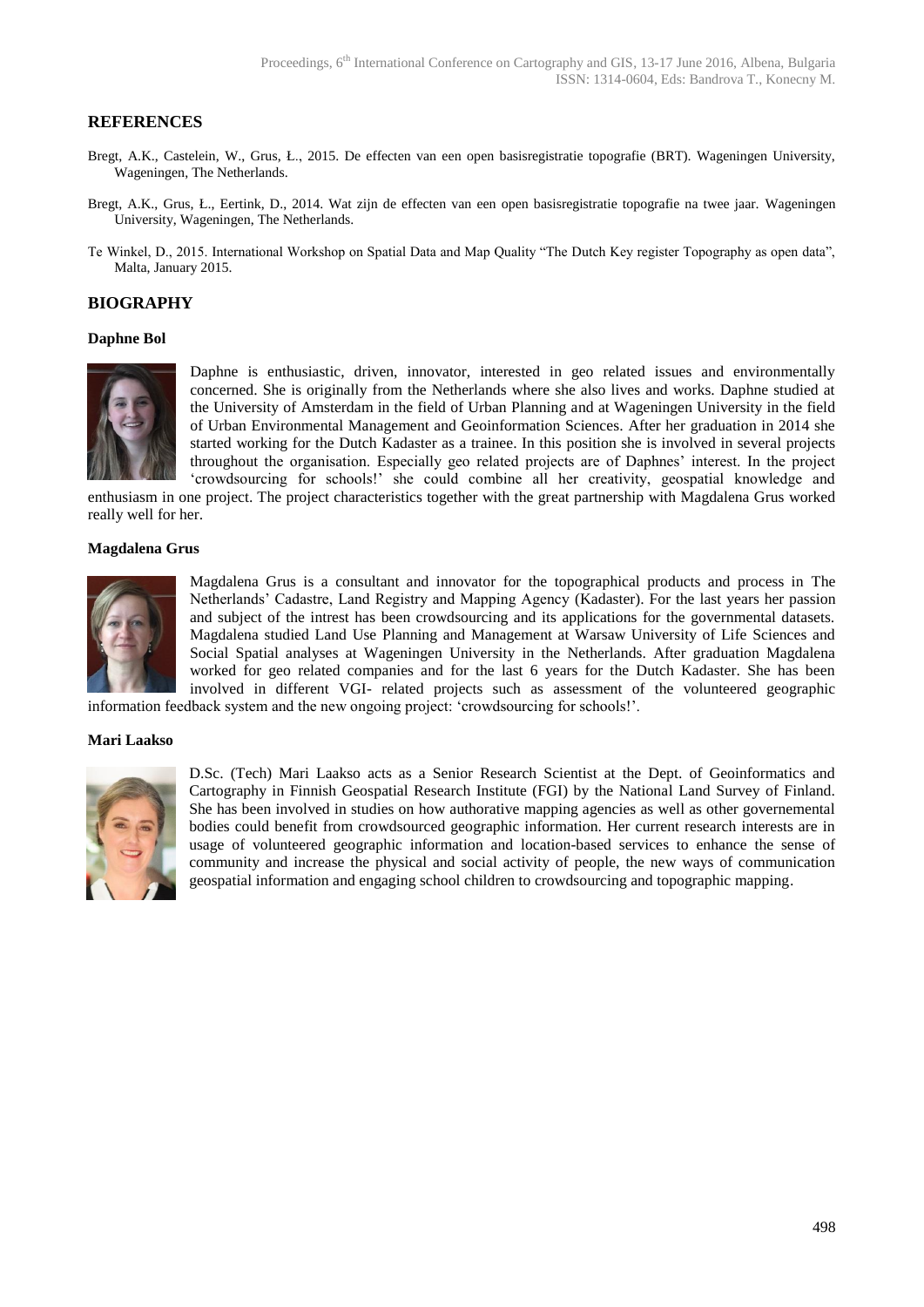## REFERENCES

Bregt, A.K., Castelein, W., Grus, Ł., 2015. De effecten van een open basisregistratie topografie (BRT). Wageningen University, Wageningen, The Netherlands.

Bregt, A.K., Grus, Ł., Eertink, D., 2014. Wat zijn de effecten van een open basisregistratie topografie na twee jaar. Wageningen University, Wageningen, The Netherlands.

Te Winkel, D., 2015. International Workshop on Spatial Data and Map Quality "The Dutch Key register Topography as open data", Malta, January 2015.

## BIOGRAPHY

### Daphne Bol

Daphne is enthusiastic, driven, innovator, interested in geo related issues and environmentally concerned. She is originally from the Netherlands where she also lives and works. Daphne studied at the University of Amsterdam in the field of Urban Planning and at Wageningen University in the field of Urban Environmental Management and Geoinformation Sciences. After her graduation in 2014 she started working for the Dutch Kadaster as a trainee. In this position she is involved in several projects throughout the organisation. Especially geo related projects are of Daphnes' interest. In the project 'crowdsourcing for schools!' she could combine all her creativity, geospatial knowledge and enthusiasm in one project. The project characteristics together with the great partnership with Magdalena Grus worked really well for her.

### Magdalena Grus

Magdalena Grus is a consultant and innovator for the topographical products and process in The Netherlands' Cadastre, Land Registry and Mapping Agency (Kadaster). For the last years her passion and subject of the intrest has been crowdsourcing and its applications for the governmental datasets. Magdalena studied Land Use Planning and Management at Warsaw University of Life Sciences and Social Spatial analyses at Wageningen University in the Netherlands. After graduation Magdalena worked for geo related companies and for the last 6 years for the Dutch Kadaster. She has been involved in different VGI- related projects such as assessment of the volunteered geographic information feedback system and the new ongoing project: 'crowdsourcing for schools!'.

### Mari Laakso

D.Sc. (Tech) Mari Laakso acts as a Senior Research Scientist at the Dept. of Geoinformatics and Cartography in Finnish Geospatial Research Institute (FGI) by the National Land Survey of Finland. She has been involved in studies on how authorative mapping agencies as well as other governemental bodies could benefit from crowdsourced geographic information. Her current research interests are in usage of volunteered geographic information and location-based services to enhance the sense of community and increase the physical and social activity of people, the new ways of communication geospatial information and engaging school children to crowdsourcing and topographic mapping.